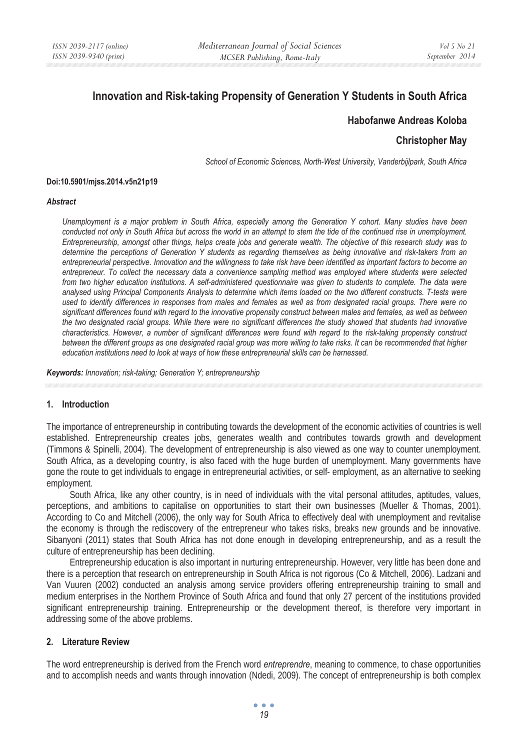# Innovation and Risk-taking Propensity of Generation Y Students in South Africa

**Habofanwe Andreas Koloba**

**Christopher May**

*School of Economic Sciences, North-West University, Vanderbijlpark, South Africa*

**Doi:10.5901/mjss.2014.v5n21p19**

***Abstract***

*Unemployment is a major problem in South Africa, especially among the Generation Y cohort. Many studies have been conducted not only in South Africa but across the world in an attempt to stem the tide of the continued rise in unemployment. Entrepreneurship, amongst other things, helps create jobs and generate wealth. The objective of this research study was to determine the perceptions of Generation Y students as regarding themselves as being innovative and risk-takers from an entrepreneurial perspective. Innovation and the willingness to take risk have been identified as important factors to become an entrepreneur. To collect the necessary data a convenience sampling method was employed where students were selected from two higher education institutions. A self-administered questionnaire was given to students to complete. The data were analysed using Principal Components Analysis to determine which items loaded on the two different constructs. T-tests were used to identify differences in responses from males and females as well as from designated racial groups. There were no significant differences found with regard to the innovative propensity construct between males and females, as well as between the two designated racial groups. While there were no significant differences the study showed that students had innovative characteristics. However, a number of significant differences were found with regard to the risk-taking propensity construct between the different groups as one designated racial group was more willing to take risks. It can be recommended that higher education institutions need to look at ways of how these entrepreneurial skills can be harnessed.*

***Keywords:*** *Innovation; risk-taking; Generation Y; entrepreneurship*

## 1. Introduction

The importance of entrepreneurship in contributing towards the development of the economic activities of countries is well established. Entrepreneurship creates jobs, generates wealth and contributes towards growth and development (Timmons & Spinelli, 2004). The development of entrepreneurship is also viewed as one way to counter unemployment. South Africa, as a developing country, is also faced with the huge burden of unemployment. Many governments have gone the route to get individuals to engage in entrepreneurial activities, or self- employment, as an alternative to seeking employment.

South Africa, like any other country, is in need of individuals with the vital personal attitudes, aptitudes, values, perceptions, and ambitions to capitalise on opportunities to start their own businesses (Mueller & Thomas, 2001). According to Co and Mitchell (2006), the only way for South Africa to effectively deal with unemployment and revitalise the economy is through the rediscovery of the entrepreneur who takes risks, breaks new grounds and be innovative. Sibanyoni (2011) states that South Africa has not done enough in developing entrepreneurship, and as a result the culture of entrepreneurship has been declining.

Entrepreneurship education is also important in nurturing entrepreneurship. However, very little has been done and there is a perception that research on entrepreneurship in South Africa is not rigorous (Co & Mitchell, 2006). Ladzani and Van Vuuren (2002) conducted an analysis among service providers offering entrepreneurship training to small and medium enterprises in the Northern Province of South Africa and found that only 27 percent of the institutions provided significant entrepreneurship training. Entrepreneurship or the development thereof, is therefore very important in addressing some of the above problems.

## 2. Literature Review

The word entrepreneurship is derived from the French word *entreprendre*, meaning to commence, to chase opportunities and to accomplish needs and wants through innovation (Ndedi, 2009). The concept of entrepreneurship is both complex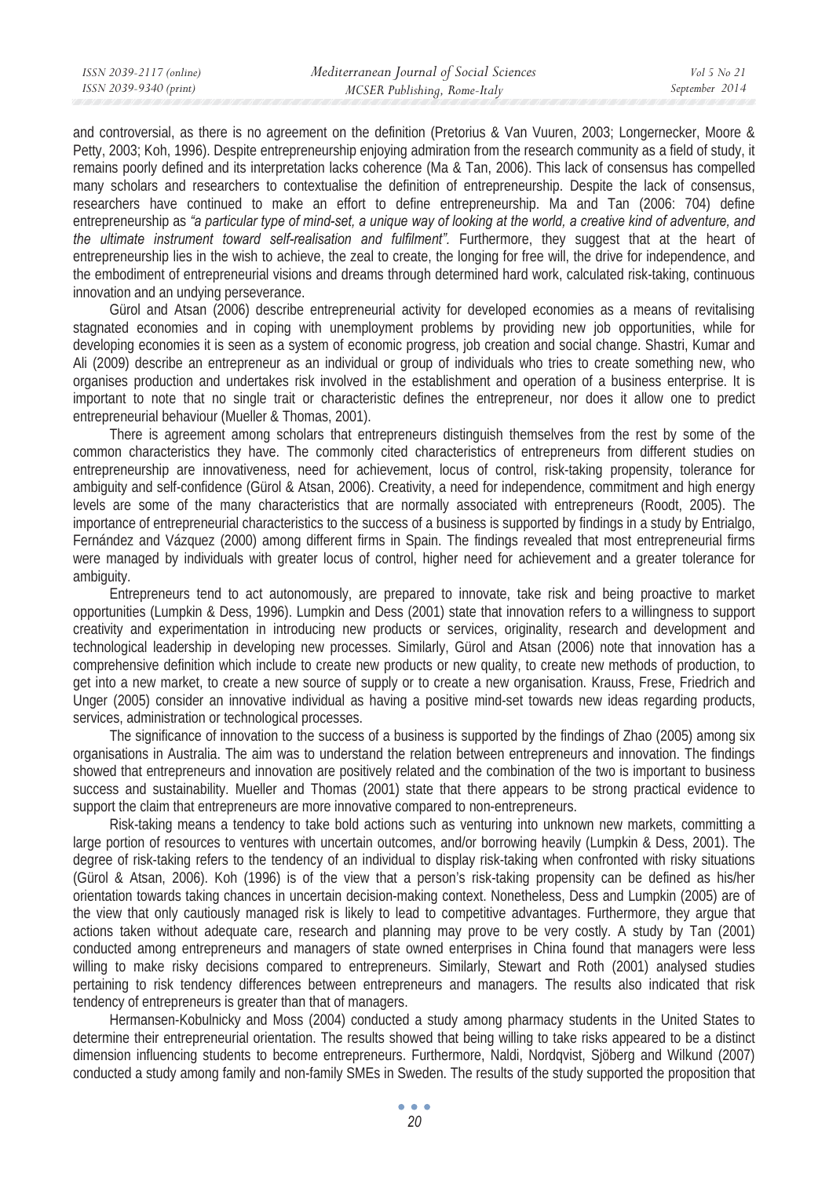and controversial, as there is no agreement on the definition (Pretorius & Van Vuuren, 2003; Longernecker, Moore & Petty, 2003; Koh, 1996). Despite entrepreneurship enjoying admiration from the research community as a field of study, it remains poorly defined and its interpretation lacks coherence (Ma & Tan, 2006). This lack of consensus has compelled many scholars and researchers to contextualise the definition of entrepreneurship. Despite the lack of consensus, researchers have continued to make an effort to define entrepreneurship. Ma and Tan (2006: 704) define entrepreneurship as *"a particular type of mind-set, a unique way of looking at the world, a creative kind of adventure, and the ultimate instrument toward self-realisation and fulfilment".* Furthermore, they suggest that at the heart of entrepreneurship lies in the wish to achieve, the zeal to create, the longing for free will, the drive for independence, and the embodiment of entrepreneurial visions and dreams through determined hard work, calculated risk-taking, continuous innovation and an undying perseverance.

Gürol and Atsan (2006) describe entrepreneurial activity for developed economies as a means of revitalising stagnated economies and in coping with unemployment problems by providing new job opportunities, while for developing economies it is seen as a system of economic progress, job creation and social change. Shastri, Kumar and Ali (2009) describe an entrepreneur as an individual or group of individuals who tries to create something new, who organises production and undertakes risk involved in the establishment and operation of a business enterprise. It is important to note that no single trait or characteristic defines the entrepreneur, nor does it allow one to predict entrepreneurial behaviour (Mueller & Thomas, 2001).

There is agreement among scholars that entrepreneurs distinguish themselves from the rest by some of the common characteristics they have. The commonly cited characteristics of entrepreneurs from different studies on entrepreneurship are innovativeness, need for achievement, locus of control, risk-taking propensity, tolerance for ambiguity and self-confidence (Gürol & Atsan, 2006). Creativity, a need for independence, commitment and high energy levels are some of the many characteristics that are normally associated with entrepreneurs (Roodt, 2005). The importance of entrepreneurial characteristics to the success of a business is supported by findings in a study by Entrialgo, Fernández and Vázquez (2000) among different firms in Spain. The findings revealed that most entrepreneurial firms were managed by individuals with greater locus of control, higher need for achievement and a greater tolerance for ambiguity.

Entrepreneurs tend to act autonomously, are prepared to innovate, take risk and being proactive to market opportunities (Lumpkin & Dess, 1996). Lumpkin and Dess (2001) state that innovation refers to a willingness to support creativity and experimentation in introducing new products or services, originality, research and development and technological leadership in developing new processes. Similarly, Gürol and Atsan (2006) note that innovation has a comprehensive definition which include to create new products or new quality, to create new methods of production, to get into a new market, to create a new source of supply or to create a new organisation. Krauss, Frese, Friedrich and Unger (2005) consider an innovative individual as having a positive mind-set towards new ideas regarding products, services, administration or technological processes.

The significance of innovation to the success of a business is supported by the findings of Zhao (2005) among six organisations in Australia. The aim was to understand the relation between entrepreneurs and innovation. The findings showed that entrepreneurs and innovation are positively related and the combination of the two is important to business success and sustainability. Mueller and Thomas (2001) state that there appears to be strong practical evidence to support the claim that entrepreneurs are more innovative compared to non-entrepreneurs.

Risk-taking means a tendency to take bold actions such as venturing into unknown new markets, committing a large portion of resources to ventures with uncertain outcomes, and/or borrowing heavily (Lumpkin & Dess, 2001). The degree of risk-taking refers to the tendency of an individual to display risk-taking when confronted with risky situations (Gürol & Atsan, 2006). Koh (1996) is of the view that a person's risk-taking propensity can be defined as his/her orientation towards taking chances in uncertain decision-making context. Nonetheless, Dess and Lumpkin (2005) are of the view that only cautiously managed risk is likely to lead to competitive advantages. Furthermore, they argue that actions taken without adequate care, research and planning may prove to be very costly. A study by Tan (2001) conducted among entrepreneurs and managers of state owned enterprises in China found that managers were less willing to make risky decisions compared to entrepreneurs. Similarly, Stewart and Roth (2001) analysed studies pertaining to risk tendency differences between entrepreneurs and managers. The results also indicated that risk tendency of entrepreneurs is greater than that of managers.

Hermansen-Kobulnicky and Moss (2004) conducted a study among pharmacy students in the United States to determine their entrepreneurial orientation. The results showed that being willing to take risks appeared to be a distinct dimension influencing students to become entrepreneurs. Furthermore, Naldi, Nordqvist, Sjöberg and Wilkund (2007) conducted a study among family and non-family SMEs in Sweden. The results of the study supported the proposition that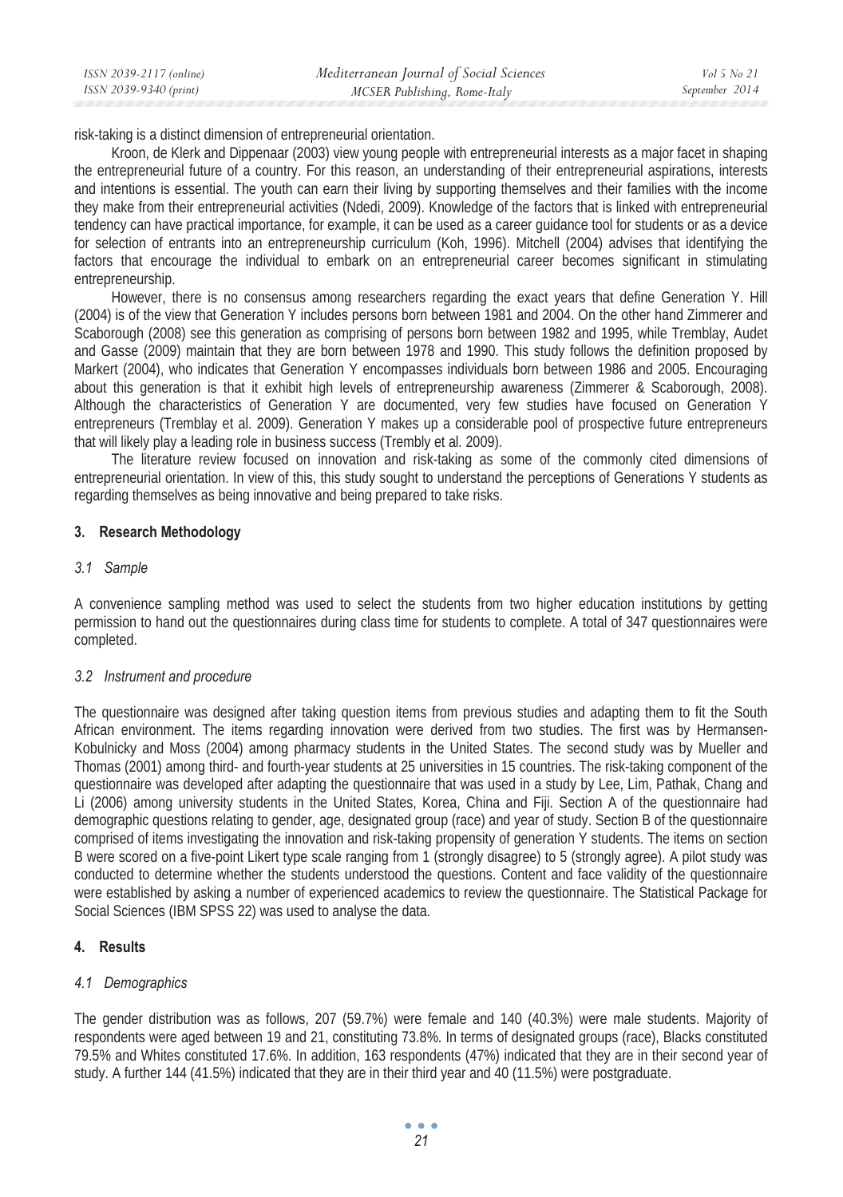risk-taking is a distinct dimension of entrepreneurial orientation.

Kroon, de Klerk and Dippenaar (2003) view young people with entrepreneurial interests as a major facet in shaping the entrepreneurial future of a country. For this reason, an understanding of their entrepreneurial aspirations, interests and intentions is essential. The youth can earn their living by supporting themselves and their families with the income they make from their entrepreneurial activities (Ndedi, 2009). Knowledge of the factors that is linked with entrepreneurial tendency can have practical importance, for example, it can be used as a career guidance tool for students or as a device for selection of entrants into an entrepreneurship curriculum (Koh, 1996). Mitchell (2004) advises that identifying the factors that encourage the individual to embark on an entrepreneurial career becomes significant in stimulating entrepreneurship.

However, there is no consensus among researchers regarding the exact years that define Generation Y. Hill (2004) is of the view that Generation Y includes persons born between 1981 and 2004. On the other hand Zimmerer and Scaborough (2008) see this generation as comprising of persons born between 1982 and 1995, while Tremblay, Audet and Gasse (2009) maintain that they are born between 1978 and 1990. This study follows the definition proposed by Markert (2004), who indicates that Generation Y encompasses individuals born between 1986 and 2005. Encouraging about this generation is that it exhibit high levels of entrepreneurship awareness (Zimmerer & Scaborough, 2008). Although the characteristics of Generation Y are documented, very few studies have focused on Generation Y entrepreneurs (Tremblay et al. 2009). Generation Y makes up a considerable pool of prospective future entrepreneurs that will likely play a leading role in business success (Trembly et al. 2009).

The literature review focused on innovation and risk-taking as some of the commonly cited dimensions of entrepreneurial orientation. In view of this, this study sought to understand the perceptions of Generations Y students as regarding themselves as being innovative and being prepared to take risks.

## 3. Research Methodology

### *3.1 Sample*

A convenience sampling method was used to select the students from two higher education institutions by getting permission to hand out the questionnaires during class time for students to complete. A total of 347 questionnaires were completed.

### *3.2 Instrument and procedure*

The questionnaire was designed after taking question items from previous studies and adapting them to fit the South African environment. The items regarding innovation were derived from two studies. The first was by Hermansen-Kobulnicky and Moss (2004) among pharmacy students in the United States. The second study was by Mueller and Thomas (2001) among third- and fourth-year students at 25 universities in 15 countries. The risk-taking component of the questionnaire was developed after adapting the questionnaire that was used in a study by Lee, Lim, Pathak, Chang and Li (2006) among university students in the United States, Korea, China and Fiji. Section A of the questionnaire had demographic questions relating to gender, age, designated group (race) and year of study. Section B of the questionnaire comprised of items investigating the innovation and risk-taking propensity of generation Y students. The items on section B were scored on a five-point Likert type scale ranging from 1 (strongly disagree) to 5 (strongly agree). A pilot study was conducted to determine whether the students understood the questions. Content and face validity of the questionnaire were established by asking a number of experienced academics to review the questionnaire. The Statistical Package for Social Sciences (IBM SPSS 22) was used to analyse the data.

## 4. Results

### *4.1 Demographics*

The gender distribution was as follows, 207 (59.7%) were female and 140 (40.3%) were male students. Majority of respondents were aged between 19 and 21, constituting 73.8%. In terms of designated groups (race), Blacks constituted 79.5% and Whites constituted 17.6%. In addition, 163 respondents (47%) indicated that they are in their second year of study. A further 144 (41.5%) indicated that they are in their third year and 40 (11.5%) were postgraduate.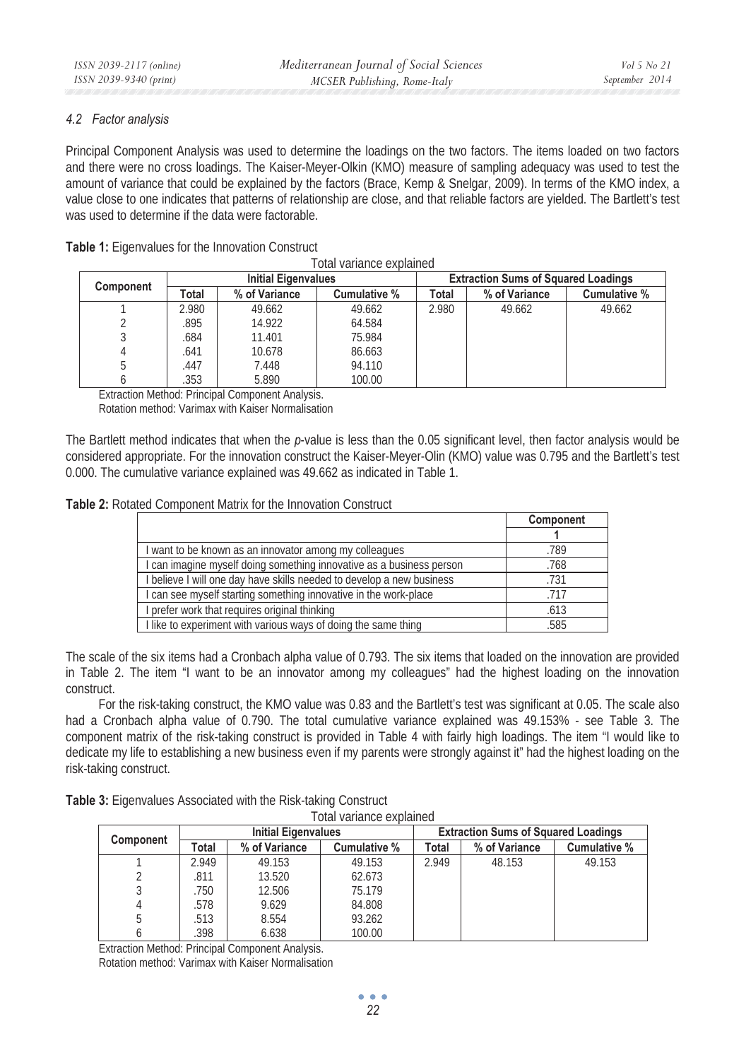### *4.2 Factor analysis*

Principal Component Analysis was used to determine the loadings on the two factors. The items loaded on two factors and there were no cross loadings. The Kaiser-Meyer-Olkin (KMO) measure of sampling adequacy was used to test the amount of variance that could be explained by the factors (Brace, Kemp & Snelgar, 2009). In terms of the KMO index, a value close to one indicates that patterns of relationship are close, and that reliable factors are yielded. The Bartlett's test was used to determine if the data were factorable.

**Table 1:** Eigenvalues for the Innovation Construct

Total variance explained

| Component | Initial Eigenvalues | | | Extraction Sums of Squared Loadings | | |
|---|---|---|---|---|---|---|
| | Total | % of Variance | Cumulative % | Total | % of Variance | Cumulative % |
| 1 | 2.980 | 49.662 | 49.662 | 2.980 | 49.662 | 49.662 |
| 2 | .895 | 14.922 | 64.584 | | | |
| 3 | .684 | 11.401 | 75.984 | | | |
| 4 | .641 | 10.678 | 86.663 | | | |
| 5 | .447 | 7.448 | 94.110 | | | |
| 6 | .353 | 5.890 | 100.00 | | | |

Extraction Method: Principal Component Analysis.
Rotation method: Varimax with Kaiser Normalisation

The Bartlett method indicates that when the *p*-value is less than the 0.05 significant level, then factor analysis would be considered appropriate. For the innovation construct the Kaiser-Meyer-Olin (KMO) value was 0.795 and the Bartlett's test 0.000. The cumulative variance explained was 49.662 as indicated in Table 1.

**Table 2:** Rotated Component Matrix for the Innovation Construct

| | Component |
|---|---|
| | **1** |
| I want to be known as an innovator among my colleagues | .789 |
| I can imagine myself doing something innovative as a business person | .768 |
| I believe I will one day have skills needed to develop a new business | .731 |
| I can see myself starting something innovative in the work-place | .717 |
| I prefer work that requires original thinking | .613 |
| I like to experiment with various ways of doing the same thing | .585 |

The scale of the six items had a Cronbach alpha value of 0.793. The six items that loaded on the innovation are provided in Table 2. The item "I want to be an innovator among my colleagues" had the highest loading on the innovation construct.

For the risk-taking construct, the KMO value was 0.83 and the Bartlett's test was significant at 0.05. The scale also had a Cronbach alpha value of 0.790. The total cumulative variance explained was 49.153% - see Table 3. The component matrix of the risk-taking construct is provided in Table 4 with fairly high loadings. The item "I would like to dedicate my life to establishing a new business even if my parents were strongly against it" had the highest loading on the risk-taking construct.

**Table 3:** Eigenvalues Associated with the Risk-taking Construct

Total variance explained

| Component | Initial Eigenvalues | | | Extraction Sums of Squared Loadings | | |
|---|---|---|---|---|---|---|
| | Total | % of Variance | Cumulative % | Total | % of Variance | Cumulative % |
| 1 | 2.949 | 49.153 | 49.153 | 2.949 | 48.153 | 49.153 |
| 2 | .811 | 13.520 | 62.673 | | | |
| 3 | .750 | 12.506 | 75.179 | | | |
| 4 | .578 | 9.629 | 84.808 | | | |
| 5 | .513 | 8.554 | 93.262 | | | |
| 6 | .398 | 6.638 | 100.00 | | | |

Extraction Method: Principal Component Analysis.
Rotation method: Varimax with Kaiser Normalisation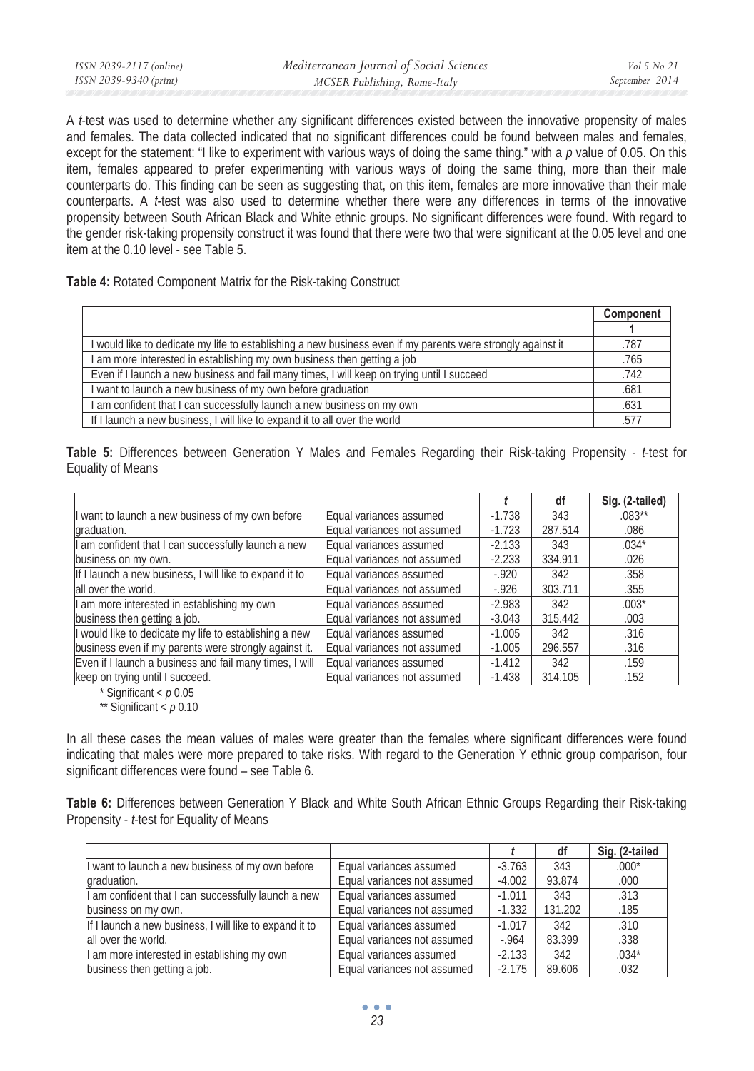A *t*-test was used to determine whether any significant differences existed between the innovative propensity of males and females. The data collected indicated that no significant differences could be found between males and females, except for the statement: "I like to experiment with various ways of doing the same thing." with a *p* value of 0.05. On this item, females appeared to prefer experimenting with various ways of doing the same thing, more than their male counterparts do. This finding can be seen as suggesting that, on this item, females are more innovative than their male counterparts. A *t*-test was also used to determine whether there were any differences in terms of the innovative propensity between South African Black and White ethnic groups. No significant differences were found. With regard to the gender risk-taking propensity construct it was found that there were two that were significant at the 0.05 level and one item at the 0.10 level - see Table 5.

**Table 4:** Rotated Component Matrix for the Risk-taking Construct

| | Component |
|---|---|
| | **1** |
| I would like to dedicate my life to establishing a new business even if my parents were strongly against it | .787 |
| I am more interested in establishing my own business then getting a job | .765 |
| Even if I launch a new business and fail many times, I will keep on trying until I succeed | .742 |
| I want to launch a new business of my own before graduation | .681 |
| I am confident that I can successfully launch a new business on my own | .631 |
| If I launch a new business, I will like to expand it to all over the world | .577 |

**Table 5:** Differences between Generation Y Males and Females Regarding their Risk-taking Propensity - *t*-test for Equality of Means

| | | *t* | df | Sig. (2-tailed) |
|---|---|---|---|---|
| I want to launch a new business of my own before graduation. | Equal variances assumed | -1.738 | 343 | .083** |
| | Equal variances not assumed | -1.723 | 287.514 | .086 |
| I am confident that I can successfully launch a new business on my own. | Equal variances assumed | -2.133 | 343 | .034* |
| | Equal variances not assumed | -2.233 | 334.911 | .026 |
| If I launch a new business, I will like to expand it to all over the world. | Equal variances assumed | -.920 | 342 | .358 |
| | Equal variances not assumed | -.926 | 303.711 | .355 |
| I am more interested in establishing my own business then getting a job. | Equal variances assumed | -2.983 | 342 | .003* |
| | Equal variances not assumed | -3.043 | 315.442 | .003 |
| I would like to dedicate my life to establishing a new business even if my parents were strongly against it. | Equal variances assumed | -1.005 | 342 | .316 |
| | Equal variances not assumed | -1.005 | 296.557 | .316 |
| Even if I launch a business and fail many times, I will keep on trying until I succeed. | Equal variances assumed | -1.412 | 342 | .159 |
| | Equal variances not assumed | -1.438 | 314.105 | .152 |

\* Significant < *p* 0.05

\*\* Significant < *p* 0.10

In all these cases the mean values of males were greater than the females where significant differences were found indicating that males were more prepared to take risks. With regard to the Generation Y ethnic group comparison, four significant differences were found – see Table 6.

**Table 6:** Differences between Generation Y Black and White South African Ethnic Groups Regarding their Risk-taking Propensity - *t*-test for Equality of Means

| | | *t* | df | Sig. (2-tailed |
|---|---|---|---|---|
| I want to launch a new business of my own before graduation. | Equal variances assumed | -3.763 | 343 | .000* |
| | Equal variances not assumed | -4.002 | 93.874 | .000 |
| I am confident that I can successfully launch a new business on my own. | Equal variances assumed | -1.011 | 343 | .313 |
| | Equal variances not assumed | -1.332 | 131.202 | .185 |
| If I launch a new business, I will like to expand it to all over the world. | Equal variances assumed | -1.017 | 342 | .310 |
| | Equal variances not assumed | -.964 | 83.399 | .338 |
| I am more interested in establishing my own business then getting a job. | Equal variances assumed | -2.133 | 342 | .034* |
| | Equal variances not assumed | -2.175 | 89.606 | .032 |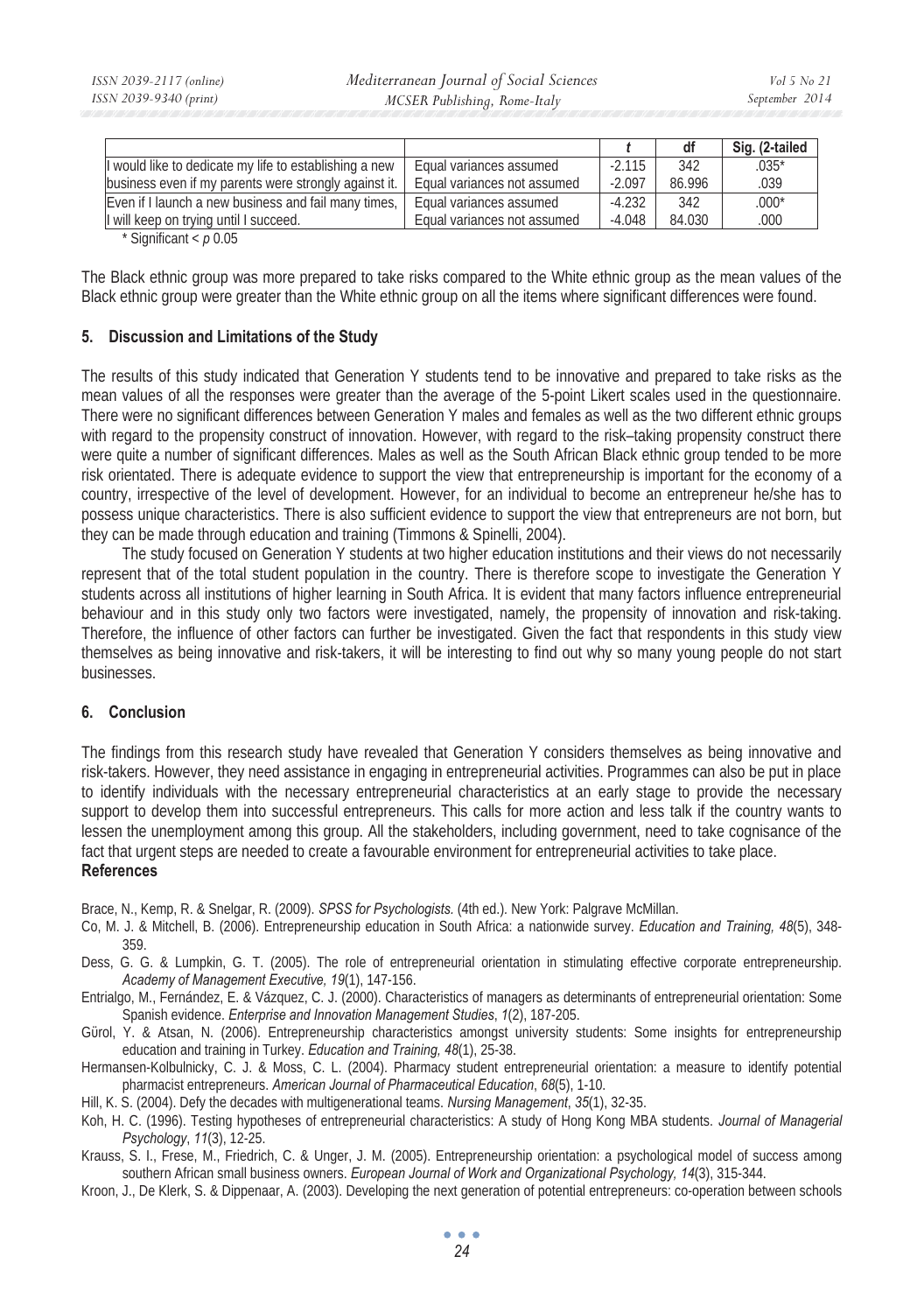| | | *t* | df | Sig. (2-tailed |
|---|---|---|---|---|
| I would like to dedicate my life to establishing a new business even if my parents were strongly against it. | Equal variances assumed | -2.115 | 342 | .035* |
| | Equal variances not assumed | -2.097 | 86.996 | .039 |
| Even if I launch a new business and fail many times, I will keep on trying until I succeed. | Equal variances assumed | -4.232 | 342 | .000* |
| | Equal variances not assumed | -4.048 | 84.030 | .000 |

\* Significant < *p* 0.05

The Black ethnic group was more prepared to take risks compared to the White ethnic group as the mean values of the Black ethnic group were greater than the White ethnic group on all the items where significant differences were found.

## 5. Discussion and Limitations of the Study

The results of this study indicated that Generation Y students tend to be innovative and prepared to take risks as the mean values of all the responses were greater than the average of the 5-point Likert scales used in the questionnaire. There were no significant differences between Generation Y males and females as well as the two different ethnic groups with regard to the propensity construct of innovation. However, with regard to the risk–taking propensity construct there were quite a number of significant differences. Males as well as the South African Black ethnic group tended to be more risk orientated. There is adequate evidence to support the view that entrepreneurship is important for the economy of a country, irrespective of the level of development. However, for an individual to become an entrepreneur he/she has to possess unique characteristics. There is also sufficient evidence to support the view that entrepreneurs are not born, but they can be made through education and training (Timmons & Spinelli, 2004).

The study focused on Generation Y students at two higher education institutions and their views do not necessarily represent that of the total student population in the country. There is therefore scope to investigate the Generation Y students across all institutions of higher learning in South Africa. It is evident that many factors influence entrepreneurial behaviour and in this study only two factors were investigated, namely, the propensity of innovation and risk-taking. Therefore, the influence of other factors can further be investigated. Given the fact that respondents in this study view themselves as being innovative and risk-takers, it will be interesting to find out why so many young people do not start businesses.

## 6. Conclusion

The findings from this research study have revealed that Generation Y considers themselves as being innovative and risk-takers. However, they need assistance in engaging in entrepreneurial activities. Programmes can also be put in place to identify individuals with the necessary entrepreneurial characteristics at an early stage to provide the necessary support to develop them into successful entrepreneurs. This calls for more action and less talk if the country wants to lessen the unemployment among this group. All the stakeholders, including government, need to take cognisance of the fact that urgent steps are needed to create a favourable environment for entrepreneurial activities to take place.

## References

Brace, N., Kemp, R. & Snelgar, R. (2009). *SPSS for Psychologists.* (4th ed.). New York: Palgrave McMillan.

Co, M. J. & Mitchell, B. (2006). Entrepreneurship education in South Africa: a nationwide survey. *Education and Training, 48*(5), 348-359.

Dess, G. G. & Lumpkin, G. T. (2005). The role of entrepreneurial orientation in stimulating effective corporate entrepreneurship. *Academy of Management Executive, 19*(1), 147-156.

Entrialgo, M., Fernández, E. & Vázquez, C. J. (2000). Characteristics of managers as determinants of entrepreneurial orientation: Some Spanish evidence. *Enterprise and Innovation Management Studies*, *1*(2), 187-205.

Gürol, Y. & Atsan, N. (2006). Entrepreneurship characteristics amongst university students: Some insights for entrepreneurship education and training in Turkey. *Education and Training, 48*(1), 25-38.

Hermansen-Kolbulnicky, C. J. & Moss, C. L. (2004). Pharmacy student entrepreneurial orientation: a measure to identify potential pharmacist entrepreneurs. *American Journal of Pharmaceutical Education*, *68*(5), 1-10.

Hill, K. S. (2004). Defy the decades with multigenerational teams. *Nursing Management*, *35*(1), 32-35.

Koh, H. C. (1996). Testing hypotheses of entrepreneurial characteristics: A study of Hong Kong MBA students. *Journal of Managerial Psychology*, *11*(3), 12-25.

Krauss, S. I., Frese, M., Friedrich, C. & Unger, J. M. (2005). Entrepreneurship orientation: a psychological model of success among southern African small business owners. *European Journal of Work and Organizational Psychology, 14*(3), 315-344.

Kroon, J., De Klerk, S. & Dippenaar, A. (2003). Developing the next generation of potential entrepreneurs: co-operation between schools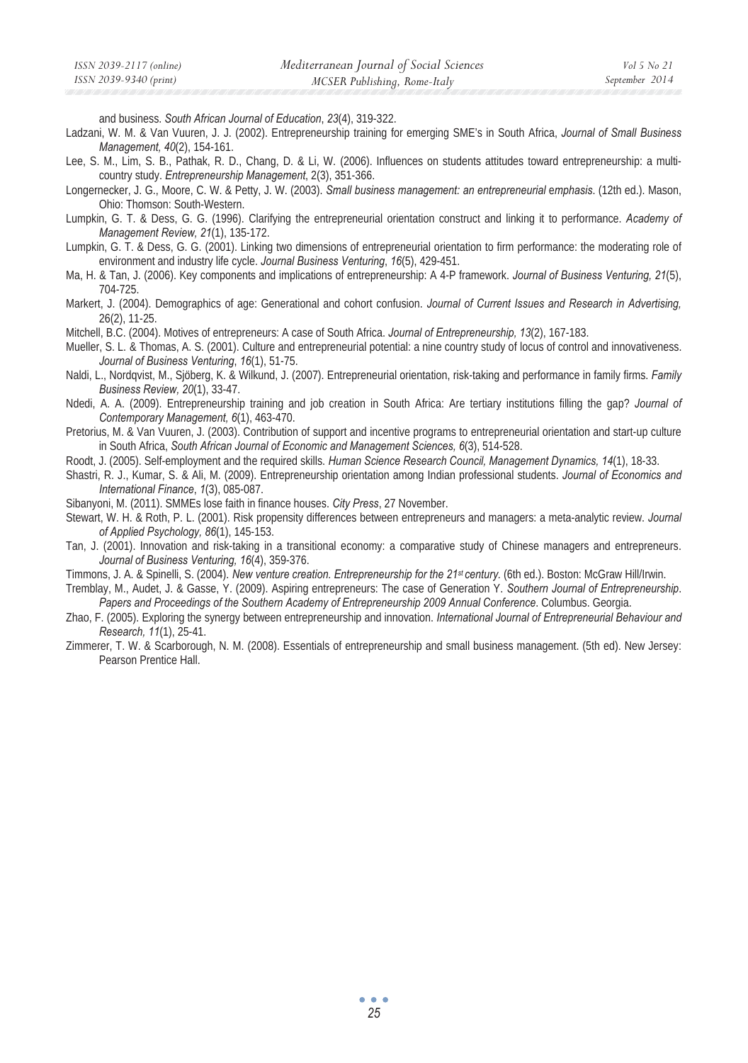and business. *South African Journal of Education*, *23*(4), 319-322.

Ladzani, W. M. & Van Vuuren, J. J. (2002). Entrepreneurship training for emerging SME's in South Africa, *Journal of Small Business Management, 40*(2), 154-161.

Lee, S. M., Lim, S. B., Pathak, R. D., Chang, D. & Li, W. (2006). Influences on students attitudes toward entrepreneurship: a multi-country study. *Entrepreneurship Management*, 2(3), 351-366.

Longernecker, J. G., Moore, C. W. & Petty, J. W. (2003). *Small business management: an entrepreneurial emphasis*. (12th ed.). Mason, Ohio: Thomson: South-Western.

Lumpkin, G. T. & Dess, G. G. (1996). Clarifying the entrepreneurial orientation construct and linking it to performance. *Academy of Management Review, 21*(1), 135-172.

Lumpkin, G. T. & Dess, G. G. (2001). Linking two dimensions of entrepreneurial orientation to firm performance: the moderating role of environment and industry life cycle. *Journal Business Venturing*, *16*(5), 429-451.

Ma, H. & Tan, J. (2006). Key components and implications of entrepreneurship: A 4-P framework. *Journal of Business Venturing, 21*(5), 704-725.

Markert, J. (2004). Demographics of age: Generational and cohort confusion. *Journal of Current Issues and Research in Advertising,* 26(2), 11-25.

Mitchell, B.C. (2004). Motives of entrepreneurs: A case of South Africa. *Journal of Entrepreneurship, 13*(2), 167-183.

Mueller, S. L. & Thomas, A. S. (2001). Culture and entrepreneurial potential: a nine country study of locus of control and innovativeness. *Journal of Business Venturing*, *16*(1), 51-75.

Naldi, L., Nordqvist, M., Sjöberg, K. & Wilkund, J. (2007). Entrepreneurial orientation, risk-taking and performance in family firms. *Family Business Review, 20*(1), 33-47.

Ndedi, A. A. (2009). Entrepreneurship training and job creation in South Africa: Are tertiary institutions filling the gap? *Journal of Contemporary Management, 6*(1), 463-470.

Pretorius, M. & Van Vuuren, J. (2003). Contribution of support and incentive programs to entrepreneurial orientation and start-up culture in South Africa, *South African Journal of Economic and Management Sciences, 6*(3), 514-528.

Roodt, J. (2005). Self-employment and the required skills. *Human Science Research Council, Management Dynamics, 14*(1), 18-33.

Shastri, R. J., Kumar, S. & Ali, M. (2009). Entrepreneurship orientation among Indian professional students. *Journal of Economics and International Finance*, *1*(3), 085-087.

Sibanyoni, M. (2011). SMMEs lose faith in finance houses. *City Press*, 27 November.

Stewart, W. H. & Roth, P. L. (2001). Risk propensity differences between entrepreneurs and managers: a meta-analytic review. *Journal of Applied Psychology, 86*(1), 145-153.

Tan, J. (2001). Innovation and risk-taking in a transitional economy: a comparative study of Chinese managers and entrepreneurs. *Journal of Business Venturing, 16*(4), 359-376.

Timmons, J. A. & Spinelli, S. (2004). *New venture creation. Entrepreneurship for the 21st century.* (6th ed.). Boston: McGraw Hill/Irwin.

Tremblay, M., Audet, J. & Gasse, Y. (2009). Aspiring entrepreneurs: The case of Generation Y. *Southern Journal of Entrepreneurship*. *Papers and Proceedings of the Southern Academy of Entrepreneurship 2009 Annual Conference*. Columbus. Georgia.

Zhao, F. (2005). Exploring the synergy between entrepreneurship and innovation. *International Journal of Entrepreneurial Behaviour and Research, 11*(1), 25-41.

Zimmerer, T. W. & Scarborough, N. M. (2008). Essentials of entrepreneurship and small business management. (5th ed). New Jersey: Pearson Prentice Hall.